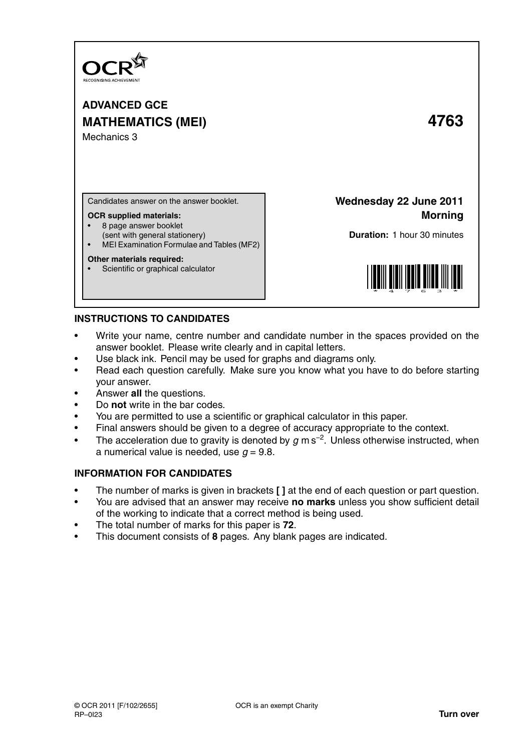OCR
RECOGNISING ACHIEVEMENT

**ADVANCED GCE**

**MATHEMATICS (MEI)** **4763**

Mechanics 3

Candidates answer on the answer booklet.

**OCR supplied materials:**

- 8 page answer booklet (sent with general stationery)
- MEI Examination Formulae and Tables (MF2)

**Other materials required:**

- Scientific or graphical calculator

**Wednesday 22 June 2011**
**Morning**

**Duration:** 1 hour 30 minutes

## INSTRUCTIONS TO CANDIDATES

- Write your name, centre number and candidate number in the spaces provided on the answer booklet. Please write clearly and in capital letters.
- Use black ink. Pencil may be used for graphs and diagrams only.
- Read each question carefully. Make sure you know what you have to do before starting your answer.
- Answer **all** the questions.
- Do **not** write in the bar codes.
- You are permitted to use a scientific or graphical calculator in this paper.
- Final answers should be given to a degree of accuracy appropriate to the context.
- The acceleration due to gravity is denoted by $g$ m s$^{-2}$. Unless otherwise instructed, when a numerical value is needed, use $g = 9.8$.

## INFORMATION FOR CANDIDATES

- The number of marks is given in brackets **[ ]** at the end of each question or part question.
- You are advised that an answer may receive **no marks** unless you show sufficient detail of the working to indicate that a correct method is being used.
- The total number of marks for this paper is **72**.
- This document consists of **8** pages. Any blank pages are indicated.

© OCR 2011 [F/102/2655] OCR is an exempt Charity
RP–0I23 **Turn over**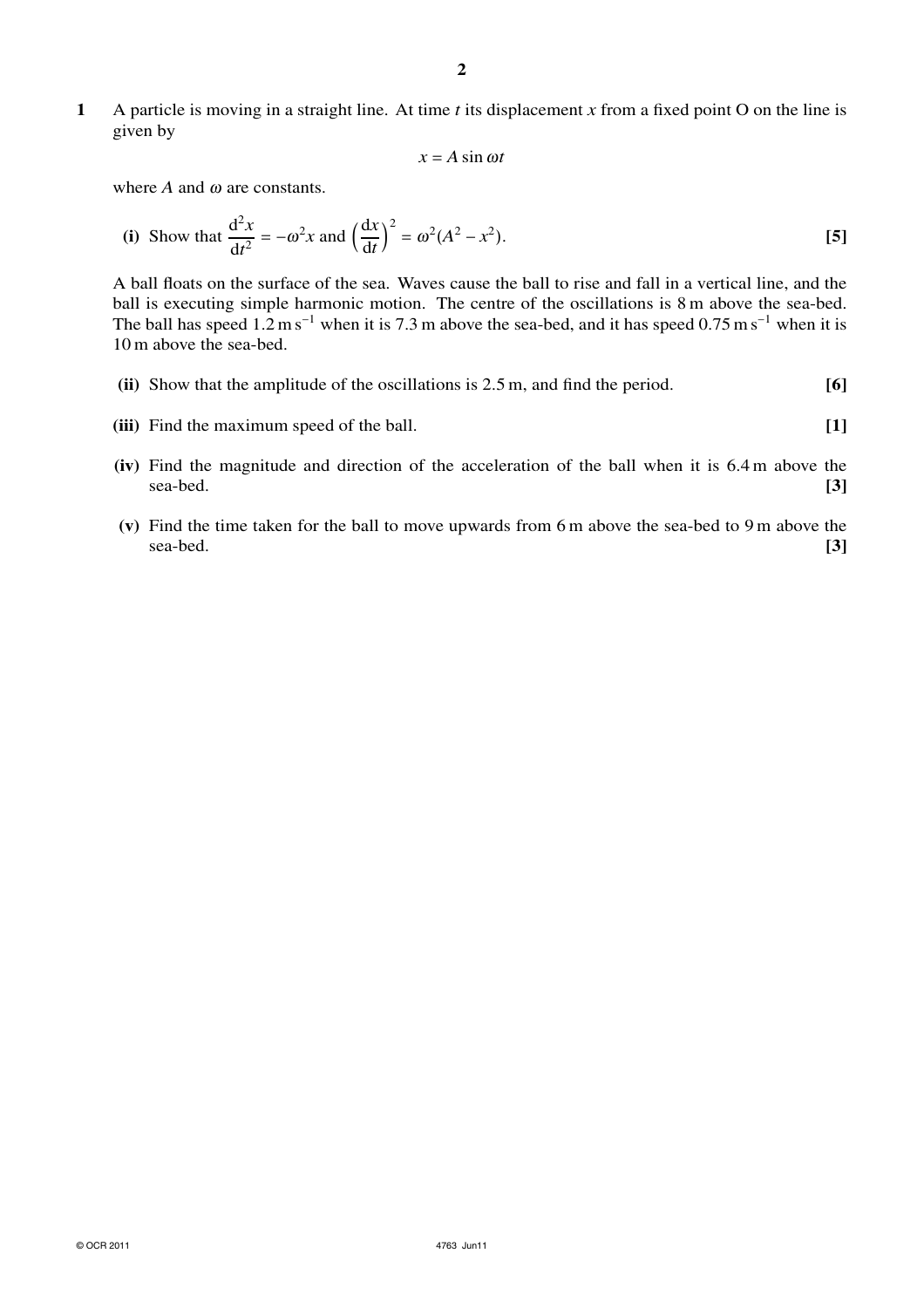**1** A particle is moving in a straight line. At time $t$ its displacement $x$ from a fixed point O on the line is given by

$$x = A \sin \omega t$$

where $A$ and $\omega$ are constants.

**(i)** Show that $\dfrac{d^2x}{dt^2} = -\omega^2 x$ and $\left(\dfrac{dx}{dt}\right)^2 = \omega^2(A^2 - x^2)$. **[5]**

A ball floats on the surface of the sea. Waves cause the ball to rise and fall in a vertical line, and the ball is executing simple harmonic motion. The centre of the oscillations is 8 m above the sea-bed. The ball has speed $1.2\,\text{m}\,\text{s}^{-1}$ when it is 7.3 m above the sea-bed, and it has speed $0.75\,\text{m}\,\text{s}^{-1}$ when it is 10 m above the sea-bed.

**(ii)** Show that the amplitude of the oscillations is 2.5 m, and find the period. **[6]**

**(iii)** Find the maximum speed of the ball. **[1]**

**(iv)** Find the magnitude and direction of the acceleration of the ball when it is 6.4 m above the sea-bed. **[3]**

**(v)** Find the time taken for the ball to move upwards from 6 m above the sea-bed to 9 m above the sea-bed. **[3]**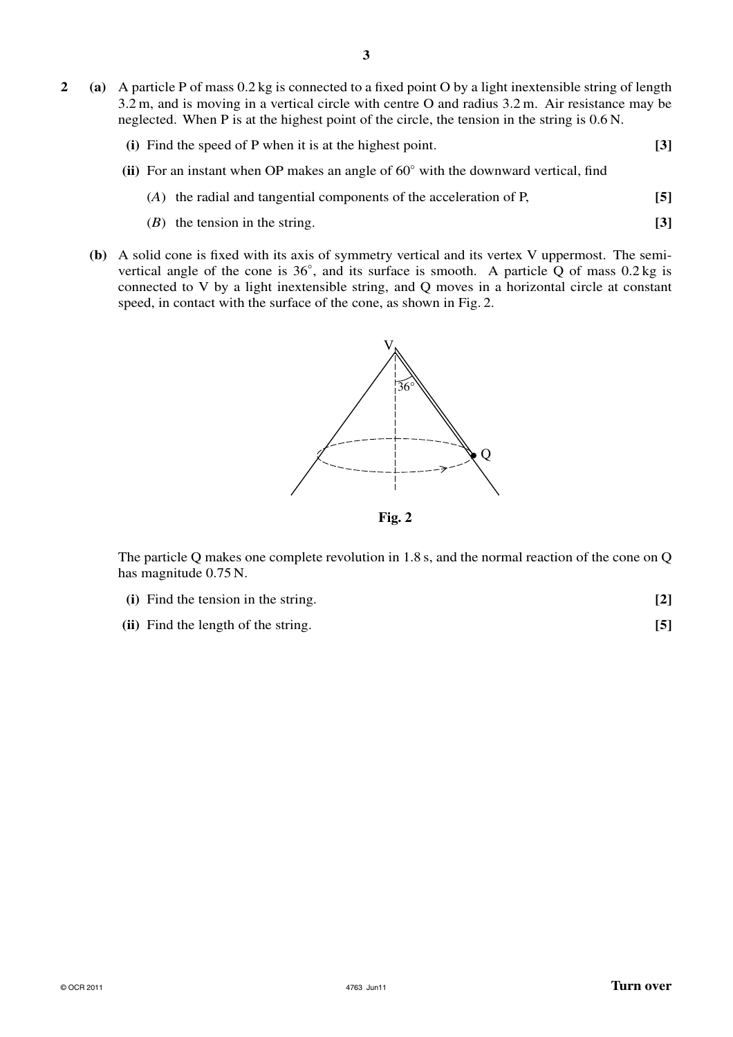**2** **(a)** A particle P of mass 0.2 kg is connected to a fixed point O by a light inextensible string of length 3.2 m, and is moving in a vertical circle with centre O and radius 3.2 m. Air resistance may be neglected. When P is at the highest point of the circle, the tension in the string is 0.6 N.

**(i)** Find the speed of P when it is at the highest point. **[3]**

**(ii)** For an instant when OP makes an angle of $60°$ with the downward vertical, find

($A$) the radial and tangential components of the acceleration of P, **[5]**

($B$) the tension in the string. **[3]**

**(b)** A solid cone is fixed with its axis of symmetry vertical and its vertex V uppermost. The semi-vertical angle of the cone is $36°$, and its surface is smooth. A particle Q of mass 0.2 kg is connected to V by a light inextensible string, and Q moves in a horizontal circle at constant speed, in contact with the surface of the cone, as shown in Fig. 2.

**Fig. 2**

The particle Q makes one complete revolution in 1.8 s, and the normal reaction of the cone on Q has magnitude 0.75 N.

**(i)** Find the tension in the string. **[2]**

**(ii)** Find the length of the string. **[5]**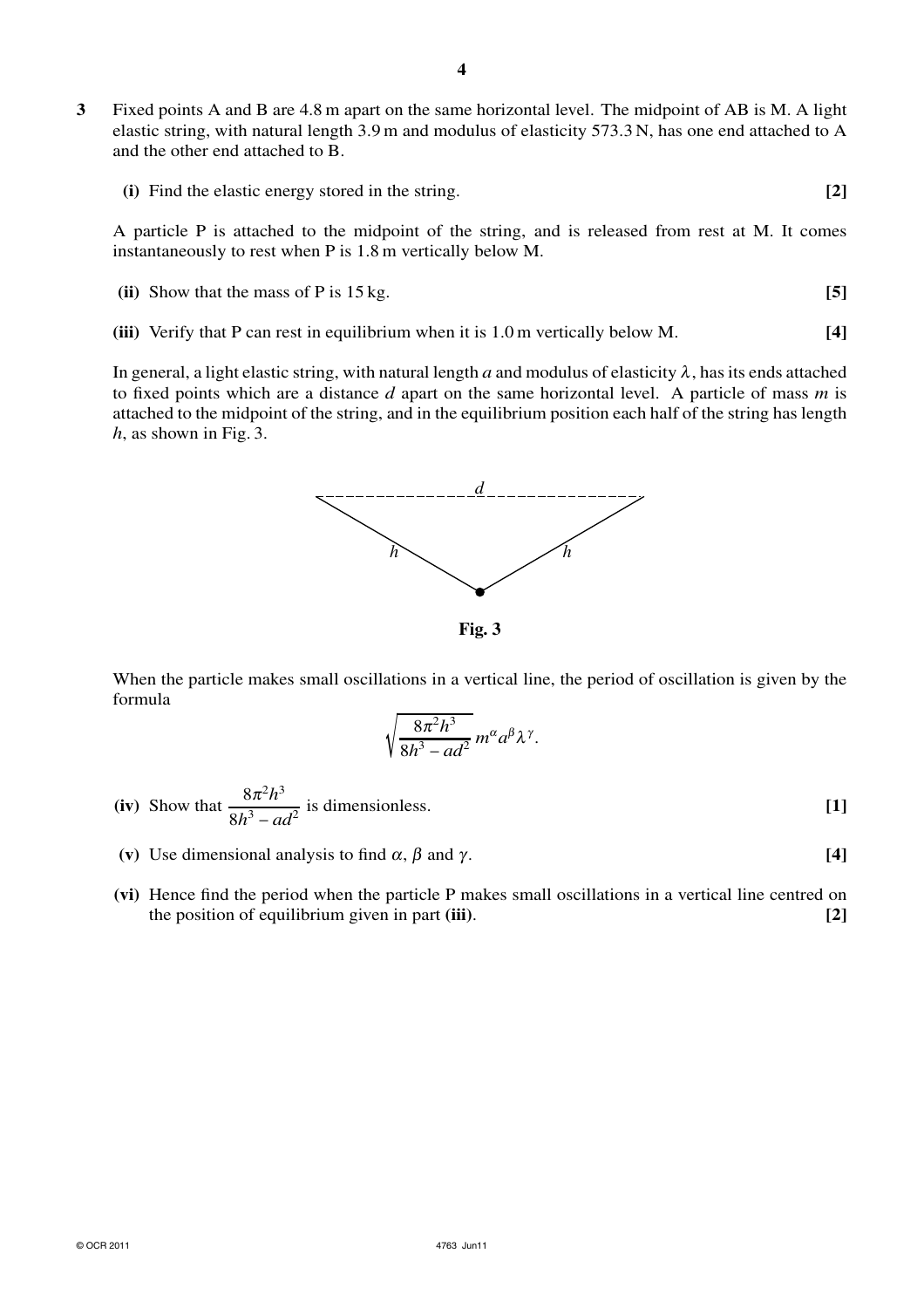**3** Fixed points A and B are 4.8 m apart on the same horizontal level. The midpoint of AB is M. A light elastic string, with natural length 3.9 m and modulus of elasticity 573.3 N, has one end attached to A and the other end attached to B.

**(i)** Find the elastic energy stored in the string. **[2]**

A particle P is attached to the midpoint of the string, and is released from rest at M. It comes instantaneously to rest when P is 1.8 m vertically below M.

**(ii)** Show that the mass of P is 15 kg. **[5]**

**(iii)** Verify that P can rest in equilibrium when it is 1.0 m vertically below M. **[4]**

In general, a light elastic string, with natural length $a$ and modulus of elasticity $\lambda$, has its ends attached to fixed points which are a distance $d$ apart on the same horizontal level. A particle of mass $m$ is attached to the midpoint of the string, and in the equilibrium position each half of the string has length $h$, as shown in Fig. 3.

**Fig. 3**

When the particle makes small oscillations in a vertical line, the period of oscillation is given by the formula

$$\sqrt{\frac{8\pi^2 h^3}{8h^3 - ad^2}}\, m^{\alpha} a^{\beta} \lambda^{\gamma}.$$

**(iv)** Show that $\dfrac{8\pi^2 h^3}{8h^3 - ad^2}$ is dimensionless. **[1]**

**(v)** Use dimensional analysis to find $\alpha$, $\beta$ and $\gamma$. **[4]**

**(vi)** Hence find the period when the particle P makes small oscillations in a vertical line centred on the position of equilibrium given in part **(iii)**. **[2]**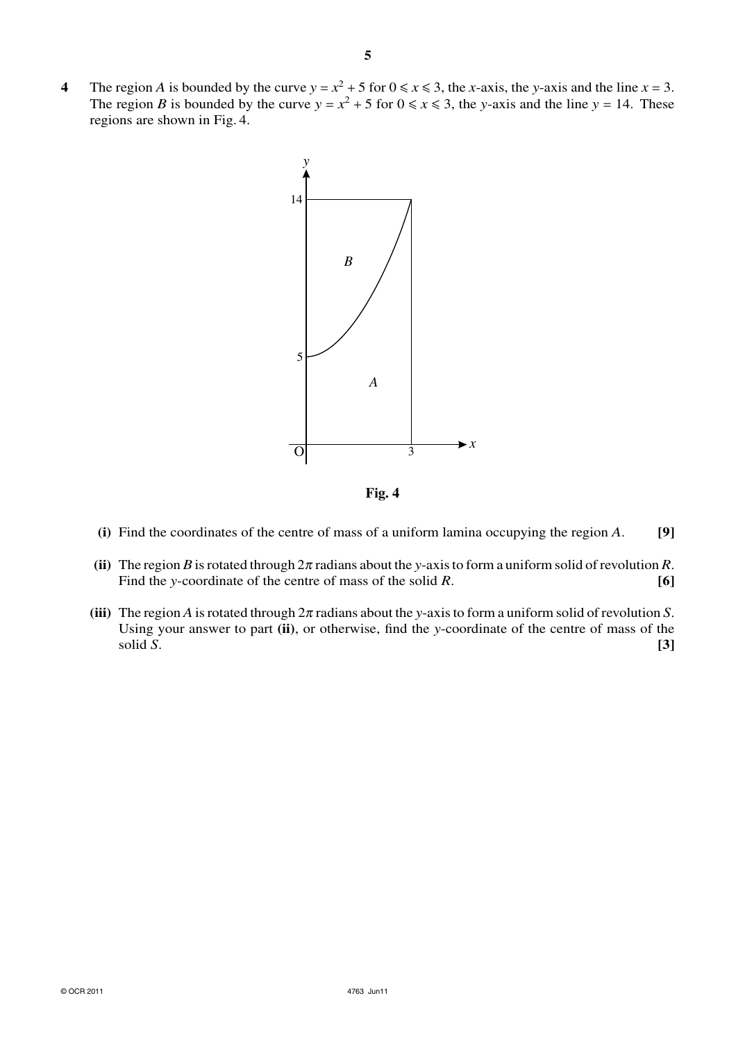**4** The region $A$ is bounded by the curve $y = x^2 + 5$ for $0 \leqslant x \leqslant 3$, the $x$-axis, the $y$-axis and the line $x = 3$. The region $B$ is bounded by the curve $y = x^2 + 5$ for $0 \leqslant x \leqslant 3$, the $y$-axis and the line $y = 14$. These regions are shown in Fig. 4.

**Fig. 4**

**(i)** Find the coordinates of the centre of mass of a uniform lamina occupying the region $A$. **[9]**

**(ii)** The region $B$ is rotated through $2\pi$ radians about the $y$-axis to form a uniform solid of revolution $R$. Find the $y$-coordinate of the centre of mass of the solid $R$. **[6]**

**(iii)** The region $A$ is rotated through $2\pi$ radians about the $y$-axis to form a uniform solid of revolution $S$. Using your answer to part **(ii)**, or otherwise, find the $y$-coordinate of the centre of mass of the solid $S$. **[3]**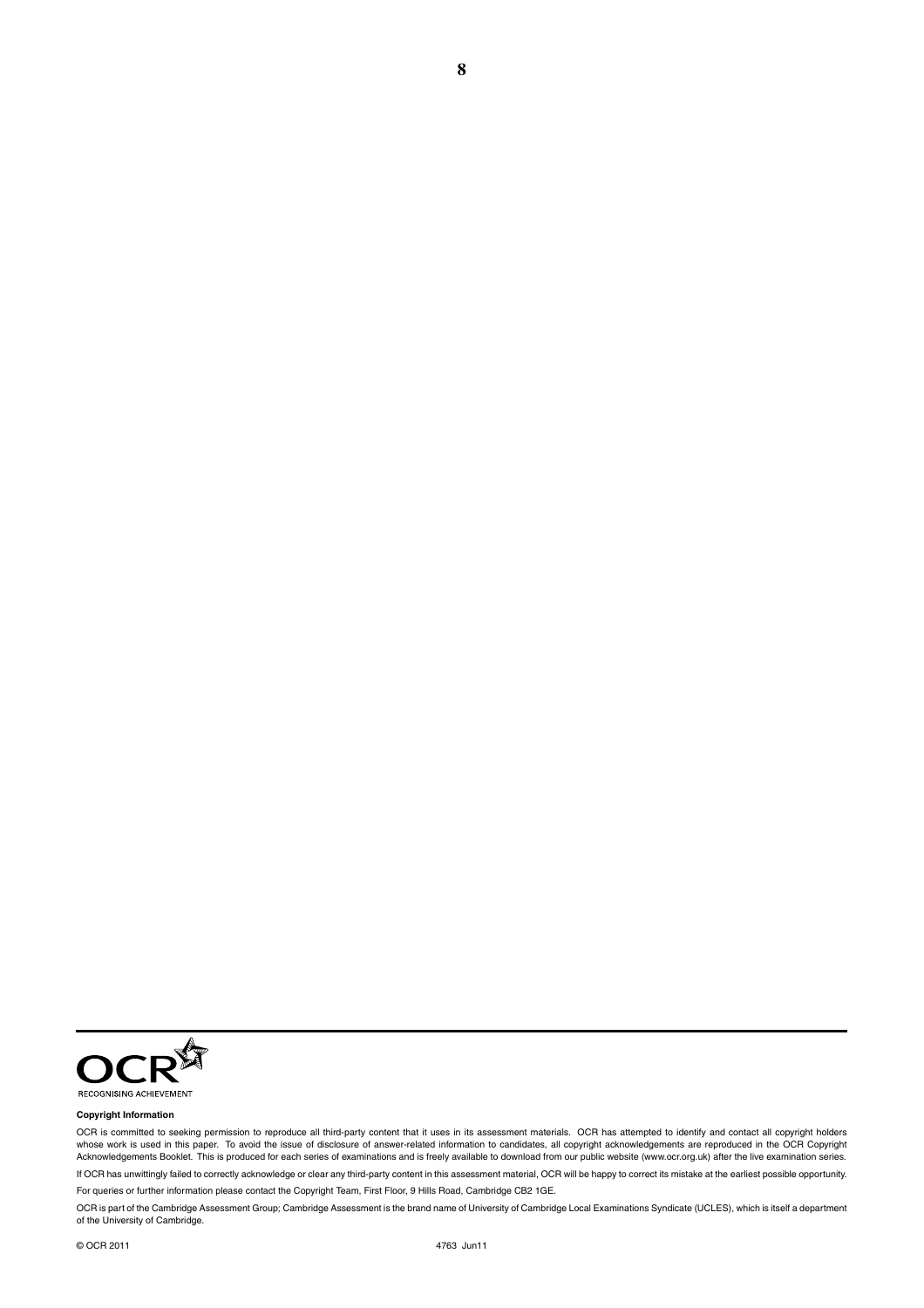RECOGNISING ACHIEVEMENT

**Copyright Information**

OCR is committed to seeking permission to reproduce all third-party content that it uses in its assessment materials. OCR has attempted to identify and contact all copyright holders whose work is used in this paper. To avoid the issue of disclosure of answer-related information to candidates, all copyright acknowledgements are reproduced in the OCR Copyright Acknowledgements Booklet. This is produced for each series of examinations and is freely available to download from our public website (www.ocr.org.uk) after the live examination series.

If OCR has unwittingly failed to correctly acknowledge or clear any third-party content in this assessment material, OCR will be happy to correct its mistake at the earliest possible opportunity.

For queries or further information please contact the Copyright Team, First Floor, 9 Hills Road, Cambridge CB2 1GE.

OCR is part of the Cambridge Assessment Group; Cambridge Assessment is the brand name of University of Cambridge Local Examinations Syndicate (UCLES), which is itself a department of the University of Cambridge.

© OCR 2011 4763 Jun11